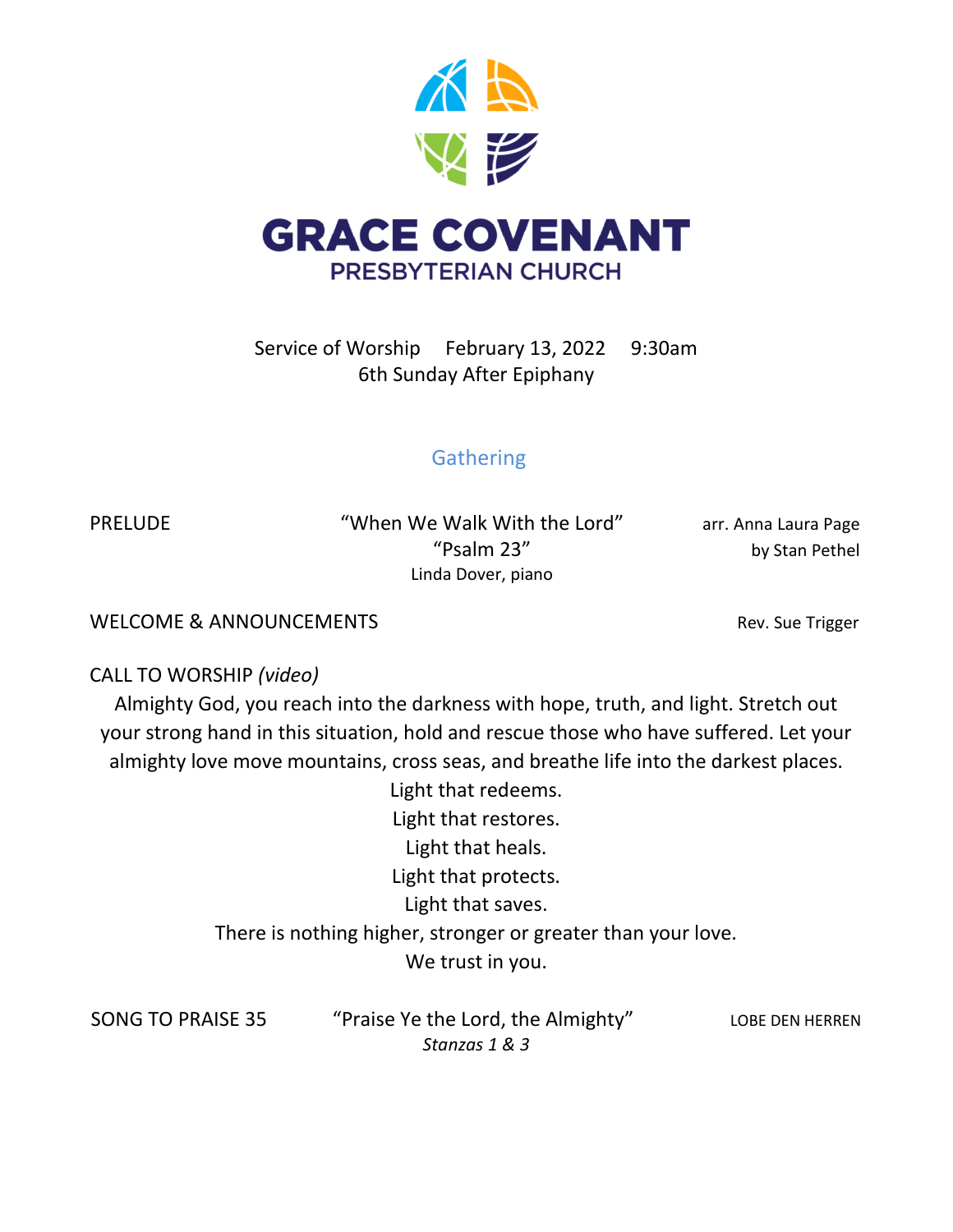# GRACE COVENANT

## PRESBYTERIAN CHURCH

Service of Worship February 13, 2022 9:30am
6th Sunday After Epiphany

### Gathering

PRELUDE "When We Walk With the Lord" arr. Anna Laura Page
"Psalm 23" by Stan Pethel
Linda Dover, piano

WELCOME & ANNOUNCEMENTS Rev. Sue Trigger

CALL TO WORSHIP *(video)*

Almighty God, you reach into the darkness with hope, truth, and light. Stretch out your strong hand in this situation, hold and rescue those who have suffered. Let your almighty love move mountains, cross seas, and breathe life into the darkest places.

Light that redeems.
Light that restores.
Light that heals.
Light that protects.
Light that saves.
There is nothing higher, stronger or greater than your love.
We trust in you.

SONG TO PRAISE 35 "Praise Ye the Lord, the Almighty" LOBE DEN HERREN
*Stanzas 1 & 3*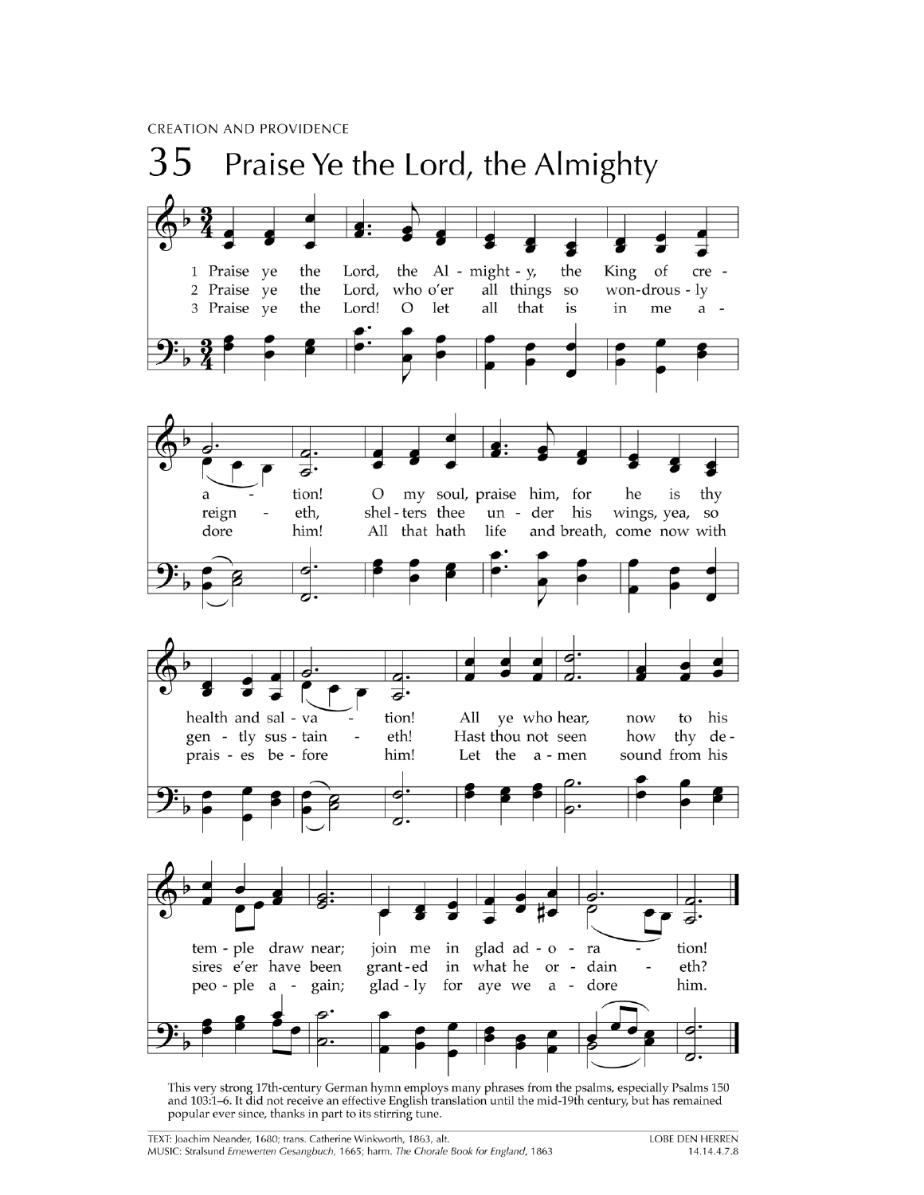CREATION AND PROVIDENCE

# 35 Praise Ye the Lord, the Almighty

1 Praise ye the Lord, the Al - might - y, the King of cre - a - tion! O my soul, praise him, for he is thy health and sal - va - tion! All ye who hear, now to his tem - ple draw near; join me in glad ad - o - ra - tion!

2 Praise ye the Lord, who o'er all things so won-drous - ly reign - eth, shel - ters thee un - der his wings, yea, so gen - tly sus - tain - eth! Hast thou not seen how thy de - sires e'er have been grant - ed in what he or - dain - eth?

3 Praise ye the Lord! O let all that is in me a - dore him! All that hath life and breath, come now with prais - es be - fore him! Let the a - men sound from his peo - ple a - gain; glad - ly for aye we a - dore him.

This very strong 17th-century German hymn employs many phrases from the psalms, especially Psalms 150 and 103:1–6. It did not receive an effective English translation until the mid-19th century, but has remained popular ever since, thanks in part to its stirring tune.

TEXT: Joachim Neander, 1680; trans. Catherine Winkworth, 1863, alt.
MUSIC: Stralsund *Erneuerten Gesangbuch*, 1665; harm. *The Chorale Book for England*, 1863

LOBE DEN HERREN
14.14.4.7.8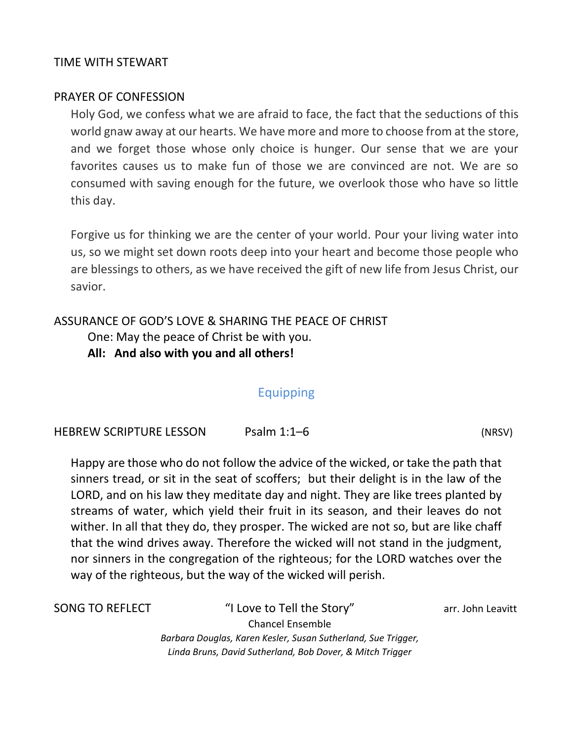TIME WITH STEWART

PRAYER OF CONFESSION

Holy God, we confess what we are afraid to face, the fact that the seductions of this world gnaw away at our hearts. We have more and more to choose from at the store, and we forget those whose only choice is hunger. Our sense that we are your favorites causes us to make fun of those we are convinced are not. We are so consumed with saving enough for the future, we overlook those who have so little this day.

Forgive us for thinking we are the center of your world. Pour your living water into us, so we might set down roots deep into your heart and become those people who are blessings to others, as we have received the gift of new life from Jesus Christ, our savior.

ASSURANCE OF GOD'S LOVE & SHARING THE PEACE OF CHRIST

One: May the peace of Christ be with you.
**All: And also with you and all others!**

## Equipping

HEBREW SCRIPTURE LESSON Psalm 1:1–6 (NRSV)

Happy are those who do not follow the advice of the wicked, or take the path that sinners tread, or sit in the seat of scoffers; but their delight is in the law of the LORD, and on his law they meditate day and night. They are like trees planted by streams of water, which yield their fruit in its season, and their leaves do not wither. In all that they do, they prosper. The wicked are not so, but are like chaff that the wind drives away. Therefore the wicked will not stand in the judgment, nor sinners in the congregation of the righteous; for the LORD watches over the way of the righteous, but the way of the wicked will perish.

SONG TO REFLECT "I Love to Tell the Story" arr. John Leavitt

Chancel Ensemble

*Barbara Douglas, Karen Kesler, Susan Sutherland, Sue Trigger, Linda Bruns, David Sutherland, Bob Dover, & Mitch Trigger*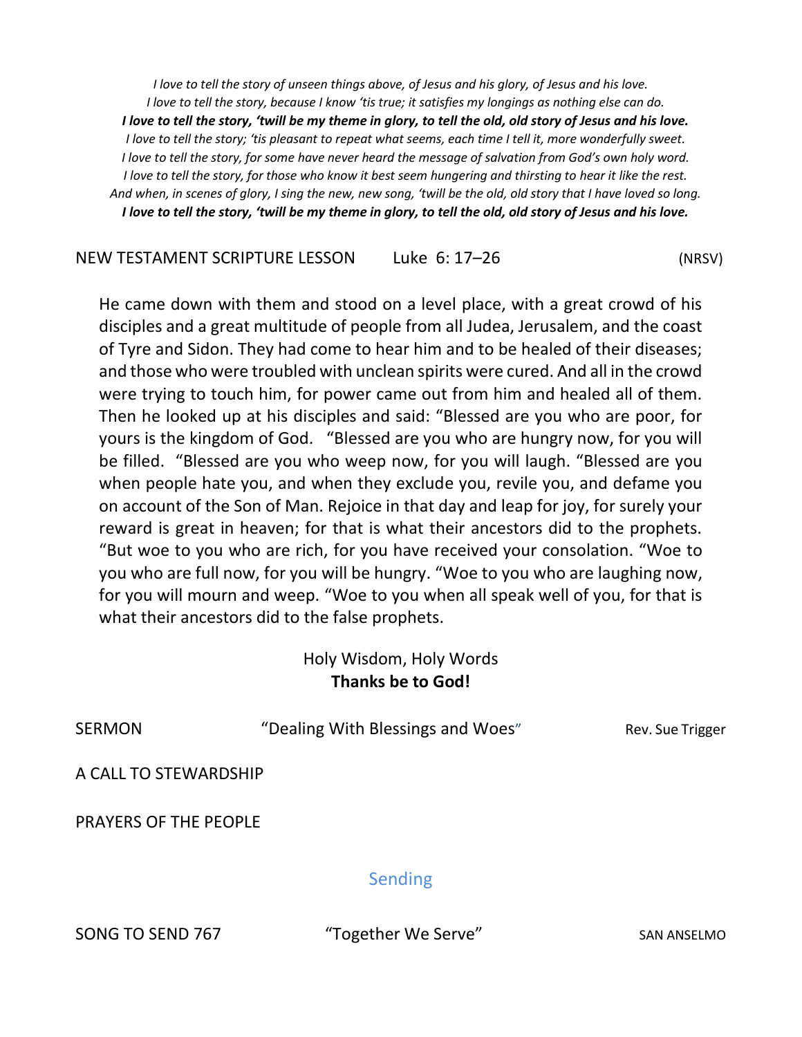*I love to tell the story of unseen things above, of Jesus and his glory, of Jesus and his love.*
*I love to tell the story, because I know 'tis true; it satisfies my longings as nothing else can do.*
***I love to tell the story, 'twill be my theme in glory, to tell the old, old story of Jesus and his love.***
*I love to tell the story; 'tis pleasant to repeat what seems, each time I tell it, more wonderfully sweet.*
*I love to tell the story, for some have never heard the message of salvation from God's own holy word.*
*I love to tell the story, for those who know it best seem hungering and thirsting to hear it like the rest.*
*And when, in scenes of glory, I sing the new, new song, 'twill be the old, old story that I have loved so long.*
***I love to tell the story, 'twill be my theme in glory, to tell the old, old story of Jesus and his love.***

NEW TESTAMENT SCRIPTURE LESSON    Luke 6: 17–26    (NRSV)

He came down with them and stood on a level place, with a great crowd of his disciples and a great multitude of people from all Judea, Jerusalem, and the coast of Tyre and Sidon. They had come to hear him and to be healed of their diseases; and those who were troubled with unclean spirits were cured. And all in the crowd were trying to touch him, for power came out from him and healed all of them. Then he looked up at his disciples and said: "Blessed are you who are poor, for yours is the kingdom of God. "Blessed are you who are hungry now, for you will be filled. "Blessed are you who weep now, for you will laugh. "Blessed are you when people hate you, and when they exclude you, revile you, and defame you on account of the Son of Man. Rejoice in that day and leap for joy, for surely your reward is great in heaven; for that is what their ancestors did to the prophets. "But woe to you who are rich, for you have received your consolation. "Woe to you who are full now, for you will be hungry. "Woe to you who are laughing now, for you will mourn and weep. "Woe to you when all speak well of you, for that is what their ancestors did to the false prophets.

Holy Wisdom, Holy Words
**Thanks be to God!**

SERMON    "Dealing With Blessings and Woes"    Rev. Sue Trigger

A CALL TO STEWARDSHIP

PRAYERS OF THE PEOPLE

## Sending

SONG TO SEND 767    "Together We Serve"    SAN ANSELMO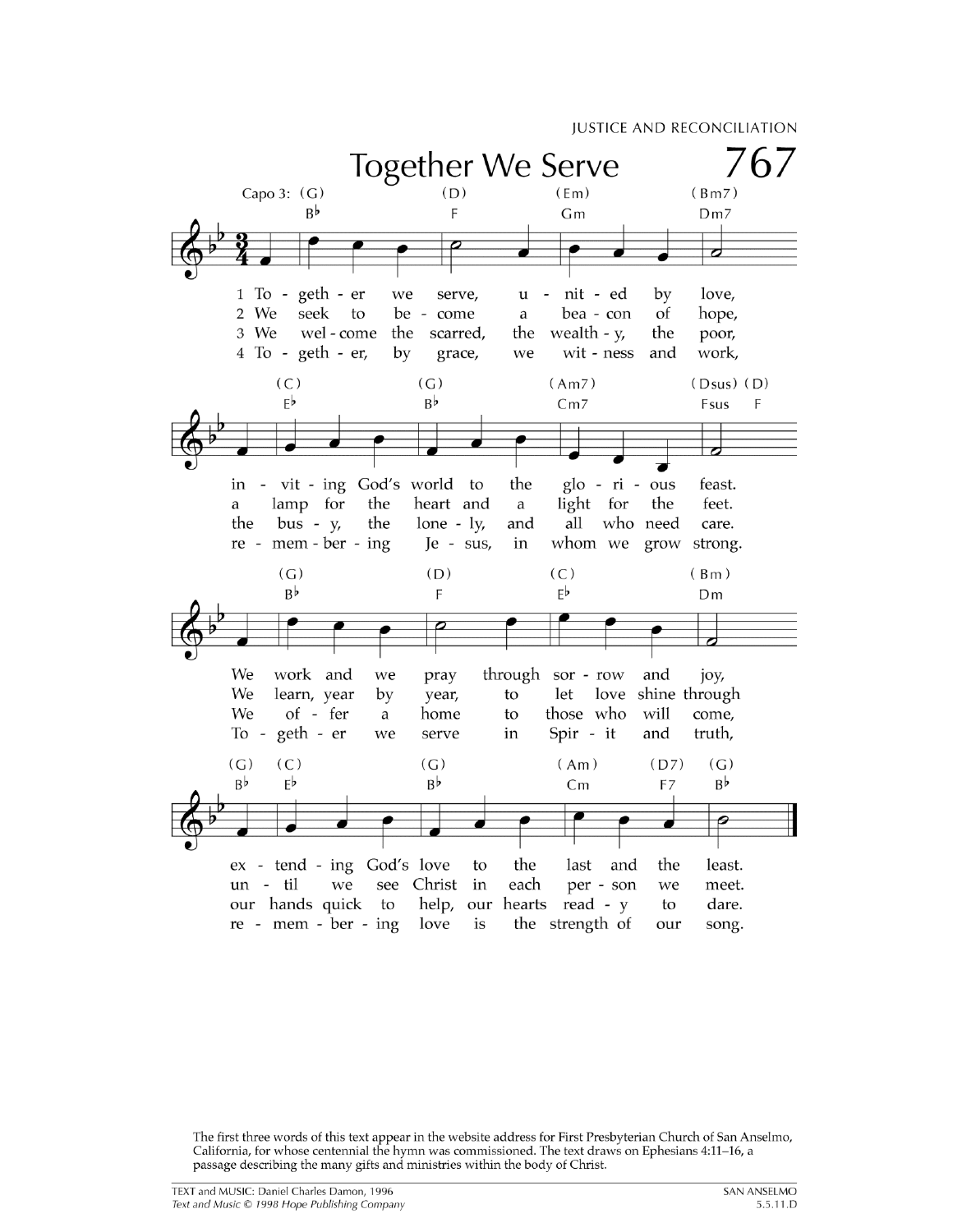JUSTICE AND RECONCILIATION

# Together We Serve

767

Capo 3

1 Together we serve, united by love,
inviting God's world to the glorious feast.
We work and we pray through sorrow and joy,
extending God's love to the last and the least.

2 We seek to become a beacon of hope,
a lamp for the heart and a light for the feet.
We learn, year by year, to let love shine through
until we see Christ in each person we meet.

3 We welcome the scarred, the wealthy, the poor,
the busy, the lonely, and all who need care.
We offer a home to those who will come,
our hands quick to help, our hearts ready to dare.

4 Together, by grace, we witness and work,
remembering Jesus, in whom we grow strong.
Together we serve in Spirit and truth,
remembering love is the strength of our song.

The first three words of this text appear in the website address for First Presbyterian Church of San Anselmo, California, for whose centennial the hymn was commissioned. The text draws on Ephesians 4:11–16, a passage describing the many gifts and ministries within the body of Christ.

TEXT and MUSIC: Daniel Charles Damon, 1996
*Text and Music © 1998 Hope Publishing Company*

SAN ANSELMO
5.5.11.D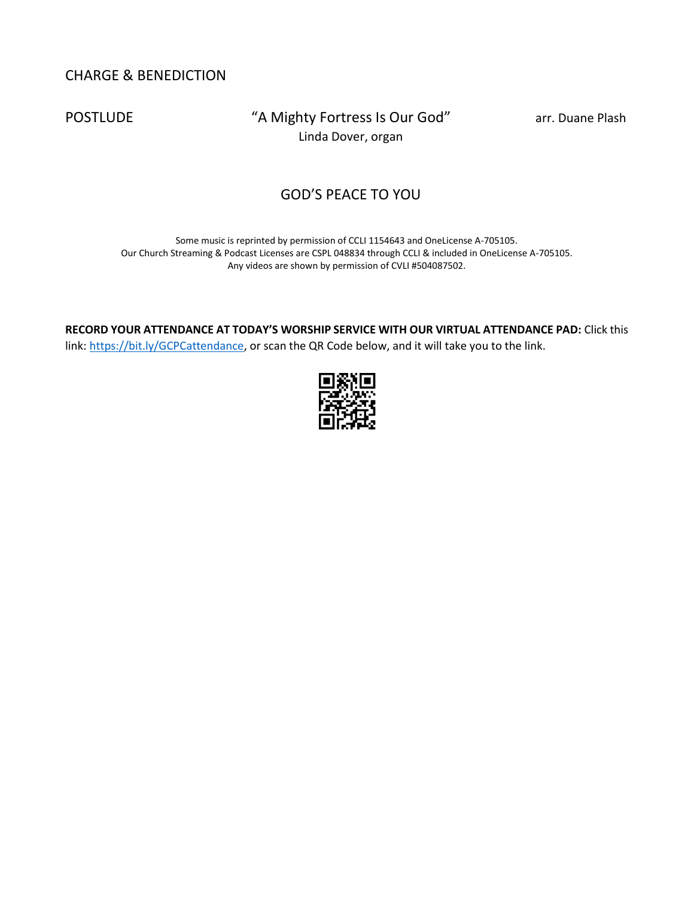CHARGE & BENEDICTION

POSTLUDE "A Mighty Fortress Is Our God" arr. Duane Plash
Linda Dover, organ

GOD'S PEACE TO YOU

Some music is reprinted by permission of CCLI 1154643 and OneLicense A-705105.
Our Church Streaming & Podcast Licenses are CSPL 048834 through CCLI & included in OneLicense A-705105.
Any videos are shown by permission of CVLI #504087502.

**RECORD YOUR ATTENDANCE AT TODAY'S WORSHIP SERVICE WITH OUR VIRTUAL ATTENDANCE PAD:** Click this link: https://bit.ly/GCPCattendance, or scan the QR Code below, and it will take you to the link.